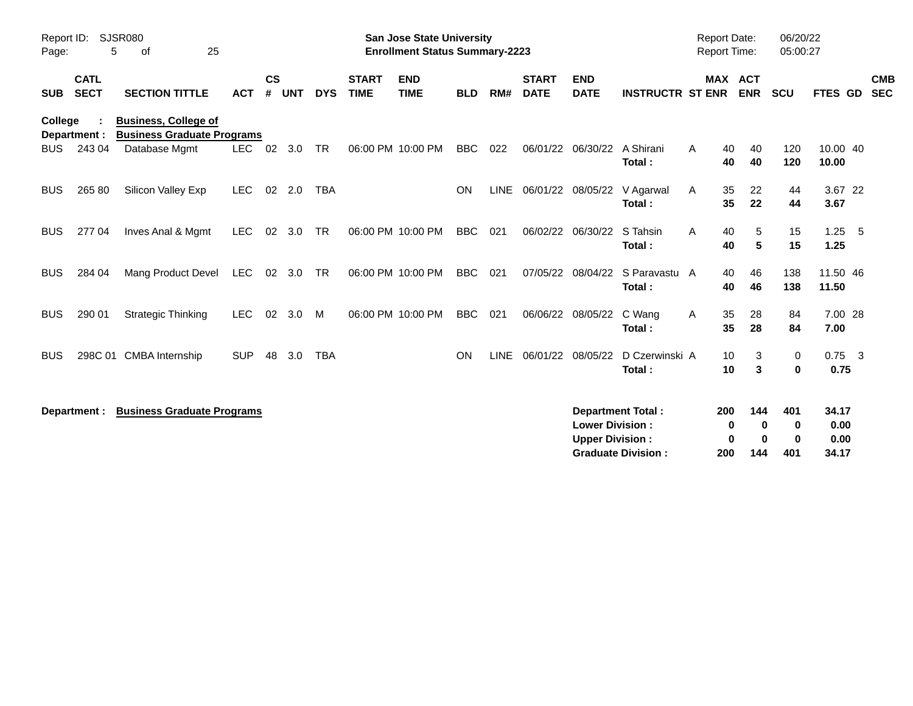Report ID: SJSR080

**San Jose State University**
**Enrollment Status Summary-2223**

Report Date: 06/20/22
Report Time: 05:00:27

| SUB | CATL SECT | SECTION TITTLE | ACT | CS # | UNT | DYS | START TIME | END TIME | BLD | RM# | START DATE | END DATE | INSTRUCTR | ST | MAX ENR | ACT ENR | SCU | FTES | GD | CMB SEC |
|---|---|---|---|---|---|---|---|---|---|---|---|---|---|---|---|---|---|---|---|---|
| **College :** | | **Business, College of** | | | | | | | | | | | | | | | | | | |
| **Department :** | | **Business Graduate Programs** | | | | | | | | | | | | | | | | | | |
| BUS | 243 04 | Database Mgmt | LEC | 02 | 3.0 | TR | 06:00 PM | 10:00 PM | BBC | 022 | 06/01/22 | 06/30/22 | A Shirani | A | 40 | 40 | 120 | 10.00 | 40 | |
| | | | | | | | | | | | | | **Total :** | | **40** | **40** | **120** | **10.00** | | |
| BUS | 265 80 | Silicon Valley Exp | LEC | 02 | 2.0 | TBA | | | ON | LINE | 06/01/22 | 08/05/22 | V Agarwal | A | 35 | 22 | 44 | 3.67 | 22 | |
| | | | | | | | | | | | | | **Total :** | | **35** | **22** | **44** | **3.67** | | |
| BUS | 277 04 | Inves Anal & Mgmt | LEC | 02 | 3.0 | TR | 06:00 PM | 10:00 PM | BBC | 021 | 06/02/22 | 06/30/22 | S Tahsin | A | 40 | 5 | 15 | 1.25 | 5 | |
| | | | | | | | | | | | | | **Total :** | | **40** | **5** | **15** | **1.25** | | |
| BUS | 284 04 | Mang Product Devel | LEC | 02 | 3.0 | TR | 06:00 PM | 10:00 PM | BBC | 021 | 07/05/22 | 08/04/22 | S Paravastu | A | 40 | 46 | 138 | 11.50 | 46 | |
| | | | | | | | | | | | | | **Total :** | | **40** | **46** | **138** | **11.50** | | |
| BUS | 290 01 | Strategic Thinking | LEC | 02 | 3.0 | M | 06:00 PM | 10:00 PM | BBC | 021 | 06/06/22 | 08/05/22 | C Wang | A | 35 | 28 | 84 | 7.00 | 28 | |
| | | | | | | | | | | | | | **Total :** | | **35** | **28** | **84** | **7.00** | | |
| BUS | 298C 01 | CMBA Internship | SUP | 48 | 3.0 | TBA | | | ON | LINE | 06/01/22 | 08/05/22 | D Czerwinski | A | 10 | 3 | 0 | 0.75 | 3 | |
| | | | | | | | | | | | | | **Total :** | | **10** | **3** | **0** | **0.75** | | |

**Department : Business Graduate Programs**

| | MAX ENR | ACT ENR | SCU | FTES |
|---|---|---|---|---|
| **Department Total :** | **200** | **144** | **401** | **34.17** |
| **Lower Division :** | **0** | **0** | **0** | **0.00** |
| **Upper Division :** | **0** | **0** | **0** | **0.00** |
| **Graduate Division :** | **200** | **144** | **401** | **34.17** |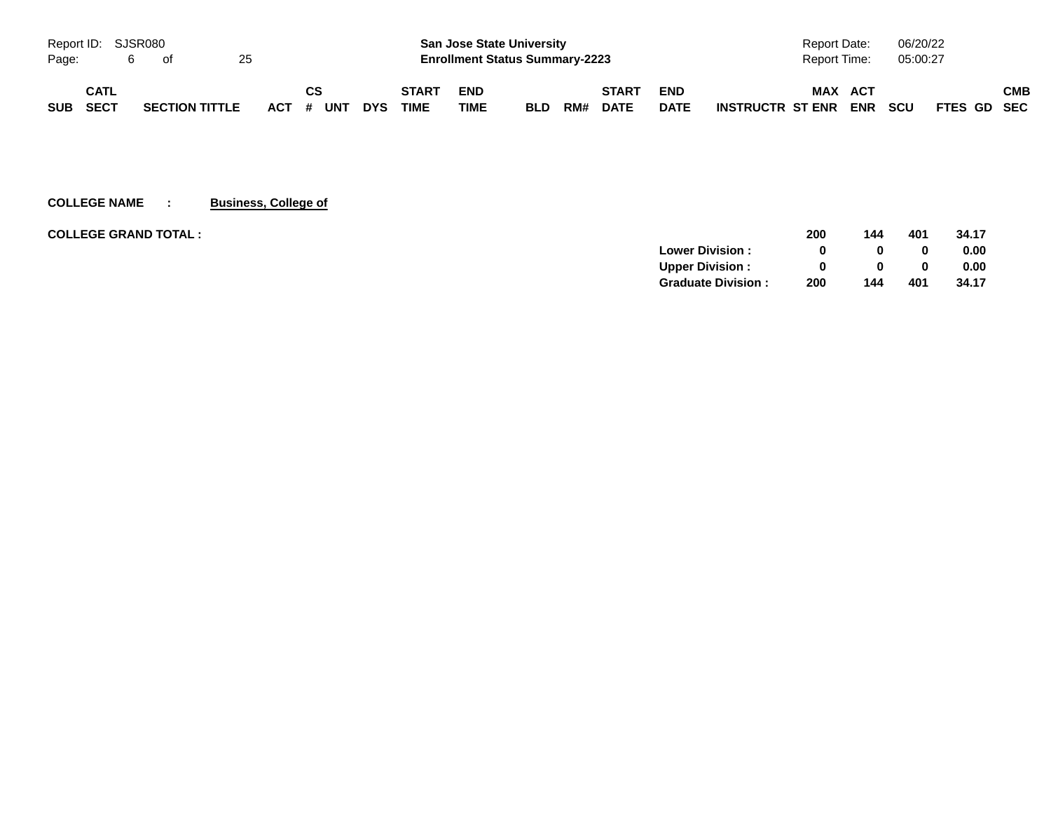| SUB | CATL SECT | SECTION TITTLE | ACT | CS # | UNT | DYS | START TIME | END TIME | BLD | RM# | START DATE | END DATE | INSTRUCTR | MAX ST ENR | ACT ENR | SCU | FTES | GD | CMB SEC |
|---|---|---|---|---|---|---|---|---|---|---|---|---|---|---|---|---|---|---|---|

**COLLEGE NAME : Business, College of**

| | | | | |
|---|---|---|---|---|
| **COLLEGE GRAND TOTAL :** | **200** | **144** | **401** | **34.17** |
| **Lower Division :** | **0** | **0** | **0** | **0.00** |
| **Upper Division :** | **0** | **0** | **0** | **0.00** |
| **Graduate Division :** | **200** | **144** | **401** | **34.17** |